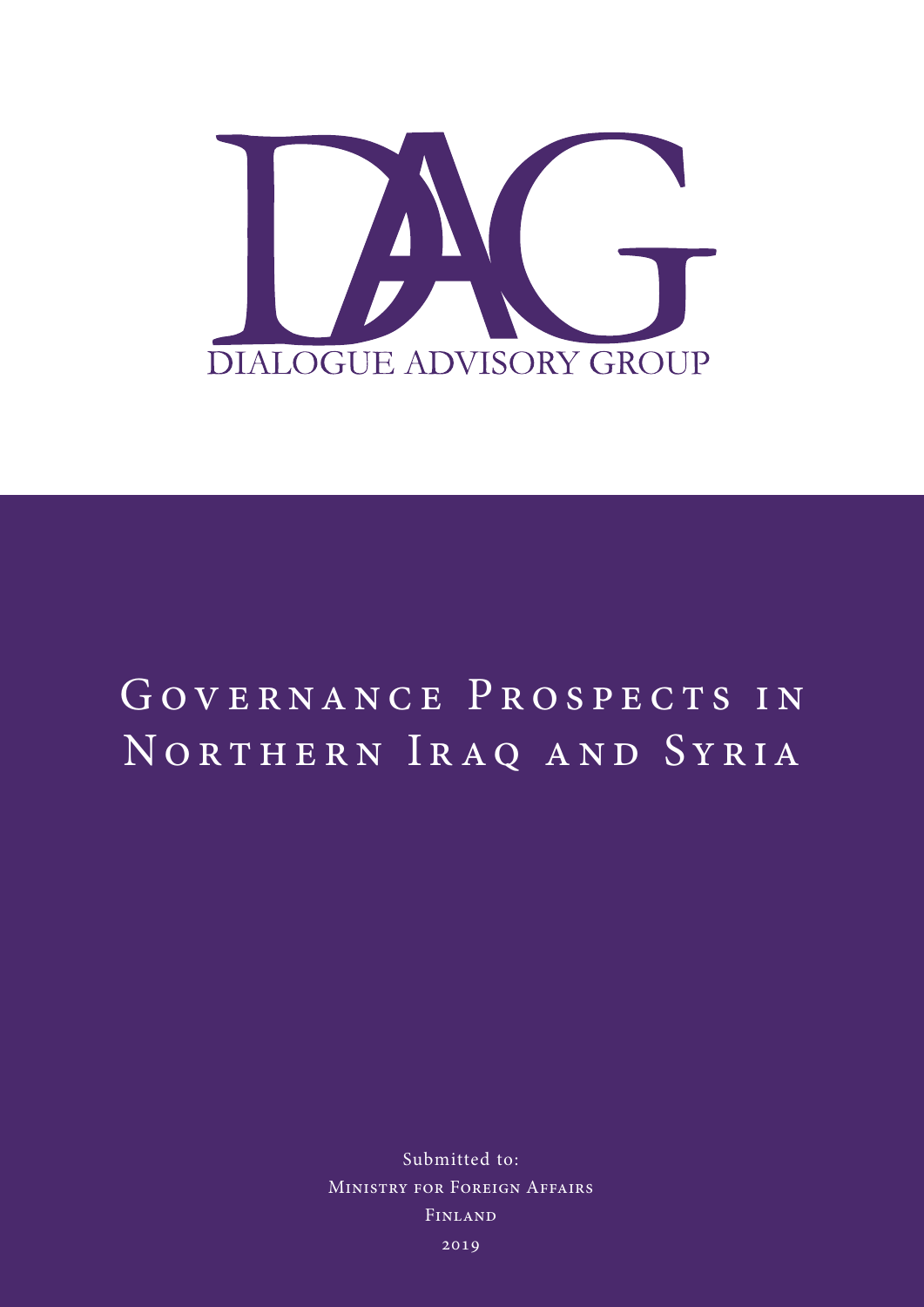DIALOGUE ADVISORY GROUP

# Governance Prospects in Northern Iraq and Syria

Submitted to:
Ministry for Foreign Affairs
Finland
2019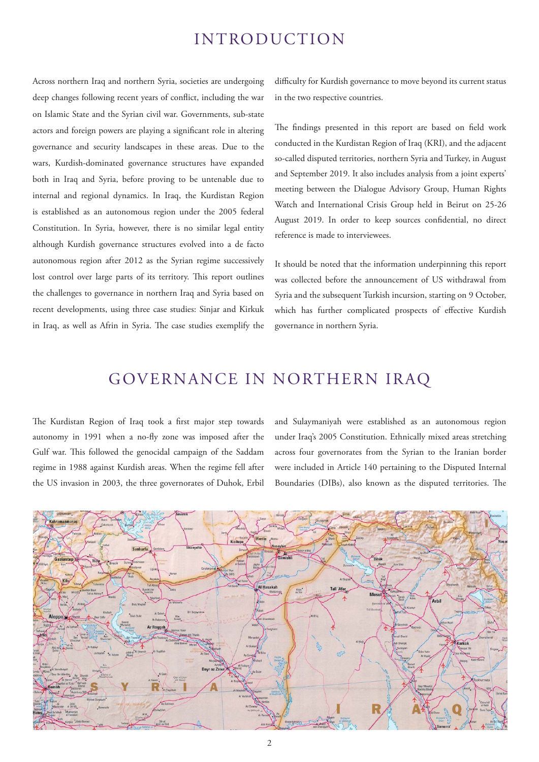# INTRODUCTION

Across northern Iraq and northern Syria, societies are undergoing deep changes following recent years of conflict, including the war on Islamic State and the Syrian civil war. Governments, sub-state actors and foreign powers are playing a significant role in altering governance and security landscapes in these areas. Due to the wars, Kurdish-dominated governance structures have expanded both in Iraq and Syria, before proving to be untenable due to internal and regional dynamics. In Iraq, the Kurdistan Region is established as an autonomous region under the 2005 federal Constitution. In Syria, however, there is no similar legal entity although Kurdish governance structures evolved into a de facto autonomous region after 2012 as the Syrian regime successively lost control over large parts of its territory. This report outlines the challenges to governance in northern Iraq and Syria based on recent developments, using three case studies: Sinjar and Kirkuk in Iraq, as well as Afrin in Syria. The case studies exemplify the difficulty for Kurdish governance to move beyond its current status in the two respective countries.

The findings presented in this report are based on field work conducted in the Kurdistan Region of Iraq (KRI), and the adjacent so-called disputed territories, northern Syria and Turkey, in August and September 2019. It also includes analysis from a joint experts' meeting between the Dialogue Advisory Group, Human Rights Watch and International Crisis Group held in Beirut on 25-26 August 2019. In order to keep sources confidential, no direct reference is made to interviewees.

It should be noted that the information underpinning this report was collected before the announcement of US withdrawal from Syria and the subsequent Turkish incursion, starting on 9 October, which has further complicated prospects of effective Kurdish governance in northern Syria.

# GOVERNANCE IN NORTHERN IRAQ

The Kurdistan Region of Iraq took a first major step towards autonomy in 1991 when a no-fly zone was imposed after the Gulf war. This followed the genocidal campaign of the Saddam regime in 1988 against Kurdish areas. When the regime fell after the US invasion in 2003, the three governorates of Duhok, Erbil and Sulaymaniyah were established as an autonomous region under Iraq's 2005 Constitution. Ethnically mixed areas stretching across four governorates from the Syrian to the Iranian border were included in Article 140 pertaining to the Disputed Internal Boundaries (DIBs), also known as the disputed territories. The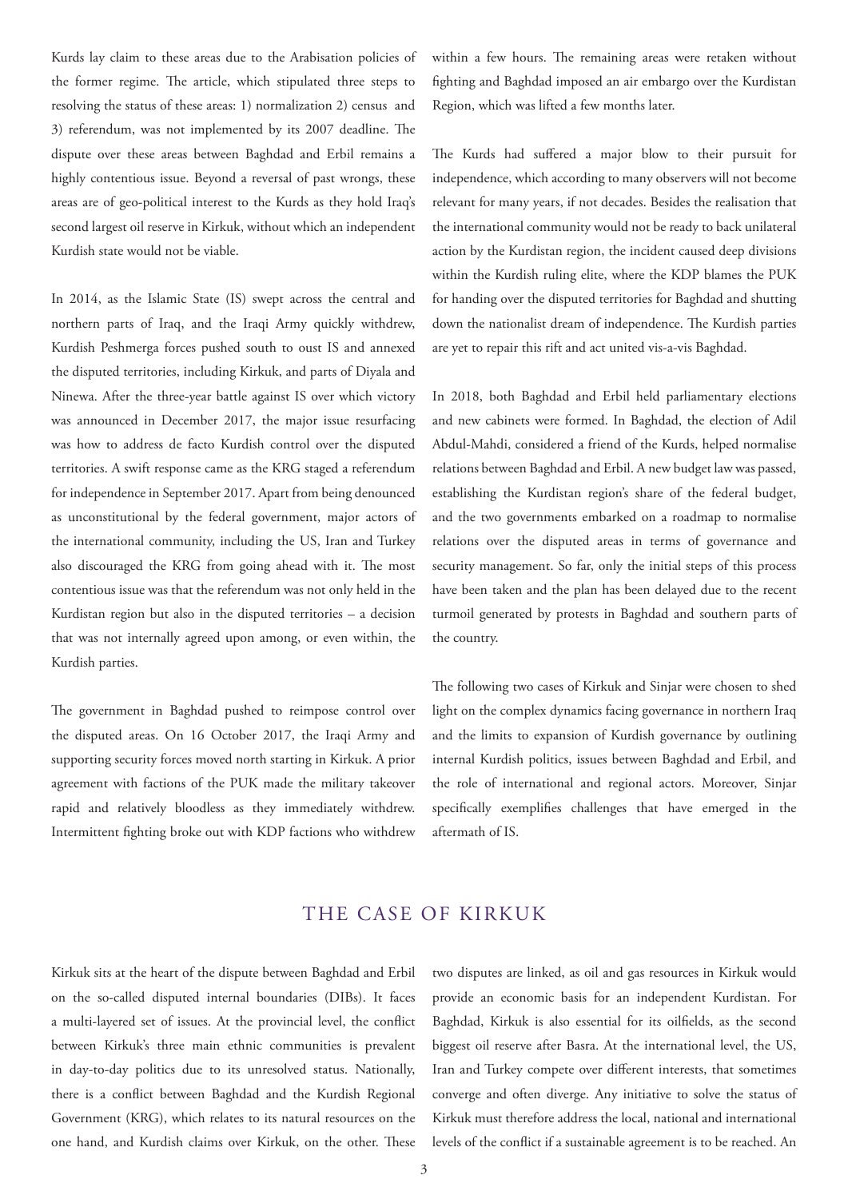Kurds lay claim to these areas due to the Arabisation policies of the former regime. The article, which stipulated three steps to resolving the status of these areas: 1) normalization 2) census and 3) referendum, was not implemented by its 2007 deadline. The dispute over these areas between Baghdad and Erbil remains a highly contentious issue. Beyond a reversal of past wrongs, these areas are of geo-political interest to the Kurds as they hold Iraq's second largest oil reserve in Kirkuk, without which an independent Kurdish state would not be viable.

In 2014, as the Islamic State (IS) swept across the central and northern parts of Iraq, and the Iraqi Army quickly withdrew, Kurdish Peshmerga forces pushed south to oust IS and annexed the disputed territories, including Kirkuk, and parts of Diyala and Ninewa. After the three-year battle against IS over which victory was announced in December 2017, the major issue resurfacing was how to address de facto Kurdish control over the disputed territories. A swift response came as the KRG staged a referendum for independence in September 2017. Apart from being denounced as unconstitutional by the federal government, major actors of the international community, including the US, Iran and Turkey also discouraged the KRG from going ahead with it. The most contentious issue was that the referendum was not only held in the Kurdistan region but also in the disputed territories – a decision that was not internally agreed upon among, or even within, the Kurdish parties.

The government in Baghdad pushed to reimpose control over the disputed areas. On 16 October 2017, the Iraqi Army and supporting security forces moved north starting in Kirkuk. A prior agreement with factions of the PUK made the military takeover rapid and relatively bloodless as they immediately withdrew. Intermittent fighting broke out with KDP factions who withdrew within a few hours. The remaining areas were retaken without fighting and Baghdad imposed an air embargo over the Kurdistan Region, which was lifted a few months later.

The Kurds had suffered a major blow to their pursuit for independence, which according to many observers will not become relevant for many years, if not decades. Besides the realisation that the international community would not be ready to back unilateral action by the Kurdistan region, the incident caused deep divisions within the Kurdish ruling elite, where the KDP blames the PUK for handing over the disputed territories for Baghdad and shutting down the nationalist dream of independence. The Kurdish parties are yet to repair this rift and act united vis-a-vis Baghdad.

In 2018, both Baghdad and Erbil held parliamentary elections and new cabinets were formed. In Baghdad, the election of Adil Abdul-Mahdi, considered a friend of the Kurds, helped normalise relations between Baghdad and Erbil. A new budget law was passed, establishing the Kurdistan region's share of the federal budget, and the two governments embarked on a roadmap to normalise relations over the disputed areas in terms of governance and security management. So far, only the initial steps of this process have been taken and the plan has been delayed due to the recent turmoil generated by protests in Baghdad and southern parts of the country.

The following two cases of Kirkuk and Sinjar were chosen to shed light on the complex dynamics facing governance in northern Iraq and the limits to expansion of Kurdish governance by outlining internal Kurdish politics, issues between Baghdad and Erbil, and the role of international and regional actors. Moreover, Sinjar specifically exemplifies challenges that have emerged in the aftermath of IS.

## THE CASE OF KIRKUK

Kirkuk sits at the heart of the dispute between Baghdad and Erbil on the so-called disputed internal boundaries (DIBs). It faces a multi-layered set of issues. At the provincial level, the conflict between Kirkuk's three main ethnic communities is prevalent in day-to-day politics due to its unresolved status. Nationally, there is a conflict between Baghdad and the Kurdish Regional Government (KRG), which relates to its natural resources on the one hand, and Kurdish claims over Kirkuk, on the other. These two disputes are linked, as oil and gas resources in Kirkuk would provide an economic basis for an independent Kurdistan. For Baghdad, Kirkuk is also essential for its oilfields, as the second biggest oil reserve after Basra. At the international level, the US, Iran and Turkey compete over different interests, that sometimes converge and often diverge. Any initiative to solve the status of Kirkuk must therefore address the local, national and international levels of the conflict if a sustainable agreement is to be reached. An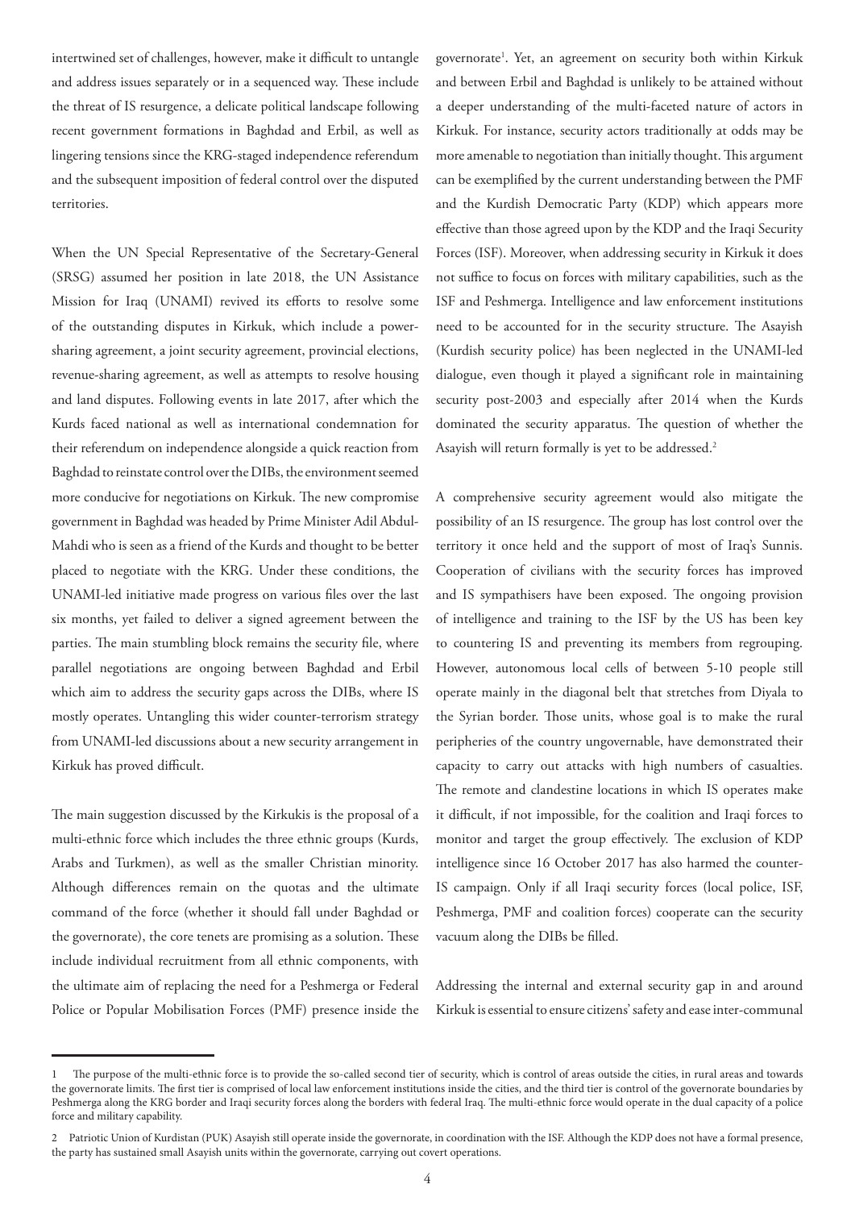intertwined set of challenges, however, make it difficult to untangle and address issues separately or in a sequenced way. These include the threat of IS resurgence, a delicate political landscape following recent government formations in Baghdad and Erbil, as well as lingering tensions since the KRG-staged independence referendum and the subsequent imposition of federal control over the disputed territories.

When the UN Special Representative of the Secretary-General (SRSG) assumed her position in late 2018, the UN Assistance Mission for Iraq (UNAMI) revived its efforts to resolve some of the outstanding disputes in Kirkuk, which include a power-sharing agreement, a joint security agreement, provincial elections, revenue-sharing agreement, as well as attempts to resolve housing and land disputes. Following events in late 2017, after which the Kurds faced national as well as international condemnation for their referendum on independence alongside a quick reaction from Baghdad to reinstate control over the DIBs, the environment seemed more conducive for negotiations on Kirkuk. The new compromise government in Baghdad was headed by Prime Minister Adil Abdul-Mahdi who is seen as a friend of the Kurds and thought to be better placed to negotiate with the KRG. Under these conditions, the UNAMI-led initiative made progress on various files over the last six months, yet failed to deliver a signed agreement between the parties. The main stumbling block remains the security file, where parallel negotiations are ongoing between Baghdad and Erbil which aim to address the security gaps across the DIBs, where IS mostly operates. Untangling this wider counter-terrorism strategy from UNAMI-led discussions about a new security arrangement in Kirkuk has proved difficult.

The main suggestion discussed by the Kirkukis is the proposal of a multi-ethnic force which includes the three ethnic groups (Kurds, Arabs and Turkmen), as well as the smaller Christian minority. Although differences remain on the quotas and the ultimate command of the force (whether it should fall under Baghdad or the governorate), the core tenets are promising as a solution. These include individual recruitment from all ethnic components, with the ultimate aim of replacing the need for a Peshmerga or Federal Police or Popular Mobilisation Forces (PMF) presence inside the governorate[1]. Yet, an agreement on security both within Kirkuk and between Erbil and Baghdad is unlikely to be attained without a deeper understanding of the multi-faceted nature of actors in Kirkuk. For instance, security actors traditionally at odds may be more amenable to negotiation than initially thought. This argument can be exemplified by the current understanding between the PMF and the Kurdish Democratic Party (KDP) which appears more effective than those agreed upon by the KDP and the Iraqi Security Forces (ISF). Moreover, when addressing security in Kirkuk it does not suffice to focus on forces with military capabilities, such as the ISF and Peshmerga. Intelligence and law enforcement institutions need to be accounted for in the security structure. The Asayish (Kurdish security police) has been neglected in the UNAMI-led dialogue, even though it played a significant role in maintaining security post-2003 and especially after 2014 when the Kurds dominated the security apparatus. The question of whether the Asayish will return formally is yet to be addressed.[2]

A comprehensive security agreement would also mitigate the possibility of an IS resurgence. The group has lost control over the territory it once held and the support of most of Iraq's Sunnis. Cooperation of civilians with the security forces has improved and IS sympathisers have been exposed. The ongoing provision of intelligence and training to the ISF by the US has been key to countering IS and preventing its members from regrouping. However, autonomous local cells of between 5-10 people still operate mainly in the diagonal belt that stretches from Diyala to the Syrian border. Those units, whose goal is to make the rural peripheries of the country ungovernable, have demonstrated their capacity to carry out attacks with high numbers of casualties. The remote and clandestine locations in which IS operates make it difficult, if not impossible, for the coalition and Iraqi forces to monitor and target the group effectively. The exclusion of KDP intelligence since 16 October 2017 has also harmed the counter-IS campaign. Only if all Iraqi security forces (local police, ISF, Peshmerga, PMF and coalition forces) cooperate can the security vacuum along the DIBs be filled.

Addressing the internal and external security gap in and around Kirkuk is essential to ensure citizens' safety and ease inter-communal

---

1 The purpose of the multi-ethnic force is to provide the so-called second tier of security, which is control of areas outside the cities, in rural areas and towards the governorate limits. The first tier is comprised of local law enforcement institutions inside the cities, and the third tier is control of the governorate boundaries by Peshmerga along the KRG border and Iraqi security forces along the borders with federal Iraq. The multi-ethnic force would operate in the dual capacity of a police force and military capability.

2 Patriotic Union of Kurdistan (PUK) Asayish still operate inside the governorate, in coordination with the ISF. Although the KDP does not have a formal presence, the party has sustained small Asayish units within the governorate, carrying out covert operations.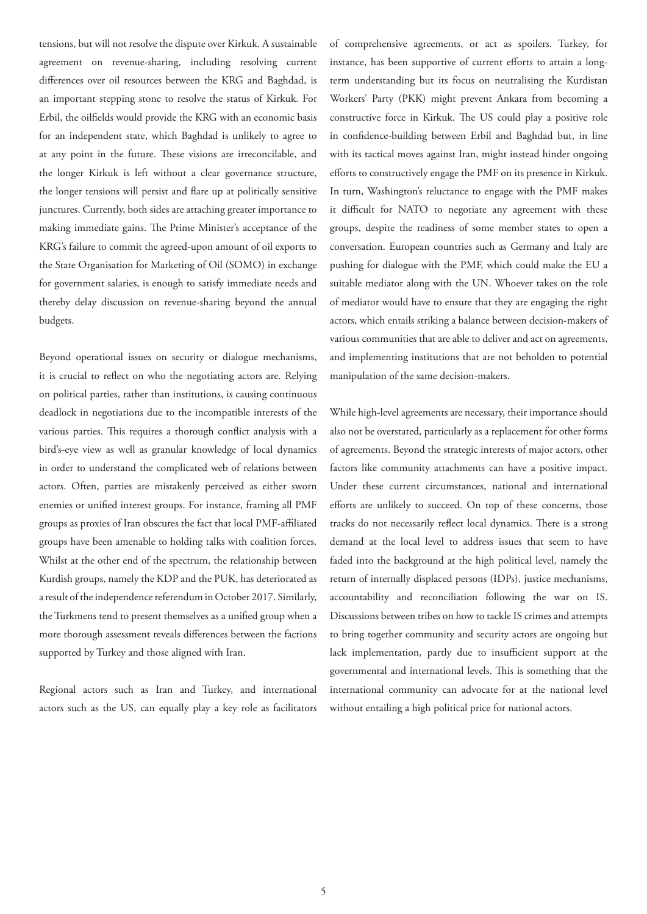tensions, but will not resolve the dispute over Kirkuk. A sustainable agreement on revenue-sharing, including resolving current differences over oil resources between the KRG and Baghdad, is an important stepping stone to resolve the status of Kirkuk. For Erbil, the oilfields would provide the KRG with an economic basis for an independent state, which Baghdad is unlikely to agree to at any point in the future. These visions are irreconcilable, and the longer Kirkuk is left without a clear governance structure, the longer tensions will persist and flare up at politically sensitive junctures. Currently, both sides are attaching greater importance to making immediate gains. The Prime Minister's acceptance of the KRG's failure to commit the agreed-upon amount of oil exports to the State Organisation for Marketing of Oil (SOMO) in exchange for government salaries, is enough to satisfy immediate needs and thereby delay discussion on revenue-sharing beyond the annual budgets.

Beyond operational issues on security or dialogue mechanisms, it is crucial to reflect on who the negotiating actors are. Relying on political parties, rather than institutions, is causing continuous deadlock in negotiations due to the incompatible interests of the various parties. This requires a thorough conflict analysis with a bird's-eye view as well as granular knowledge of local dynamics in order to understand the complicated web of relations between actors. Often, parties are mistakenly perceived as either sworn enemies or unified interest groups. For instance, framing all PMF groups as proxies of Iran obscures the fact that local PMF-affiliated groups have been amenable to holding talks with coalition forces. Whilst at the other end of the spectrum, the relationship between Kurdish groups, namely the KDP and the PUK, has deteriorated as a result of the independence referendum in October 2017. Similarly, the Turkmens tend to present themselves as a unified group when a more thorough assessment reveals differences between the factions supported by Turkey and those aligned with Iran.

Regional actors such as Iran and Turkey, and international actors such as the US, can equally play a key role as facilitators of comprehensive agreements, or act as spoilers. Turkey, for instance, has been supportive of current efforts to attain a long-term understanding but its focus on neutralising the Kurdistan Workers' Party (PKK) might prevent Ankara from becoming a constructive force in Kirkuk. The US could play a positive role in confidence-building between Erbil and Baghdad but, in line with its tactical moves against Iran, might instead hinder ongoing efforts to constructively engage the PMF on its presence in Kirkuk. In turn, Washington's reluctance to engage with the PMF makes it difficult for NATO to negotiate any agreement with these groups, despite the readiness of some member states to open a conversation. European countries such as Germany and Italy are pushing for dialogue with the PMF, which could make the EU a suitable mediator along with the UN. Whoever takes on the role of mediator would have to ensure that they are engaging the right actors, which entails striking a balance between decision-makers of various communities that are able to deliver and act on agreements, and implementing institutions that are not beholden to potential manipulation of the same decision-makers.

While high-level agreements are necessary, their importance should also not be overstated, particularly as a replacement for other forms of agreements. Beyond the strategic interests of major actors, other factors like community attachments can have a positive impact. Under these current circumstances, national and international efforts are unlikely to succeed. On top of these concerns, those tracks do not necessarily reflect local dynamics. There is a strong demand at the local level to address issues that seem to have faded into the background at the high political level, namely the return of internally displaced persons (IDPs), justice mechanisms, accountability and reconciliation following the war on IS. Discussions between tribes on how to tackle IS crimes and attempts to bring together community and security actors are ongoing but lack implementation, partly due to insufficient support at the governmental and international levels. This is something that the international community can advocate for at the national level without entailing a high political price for national actors.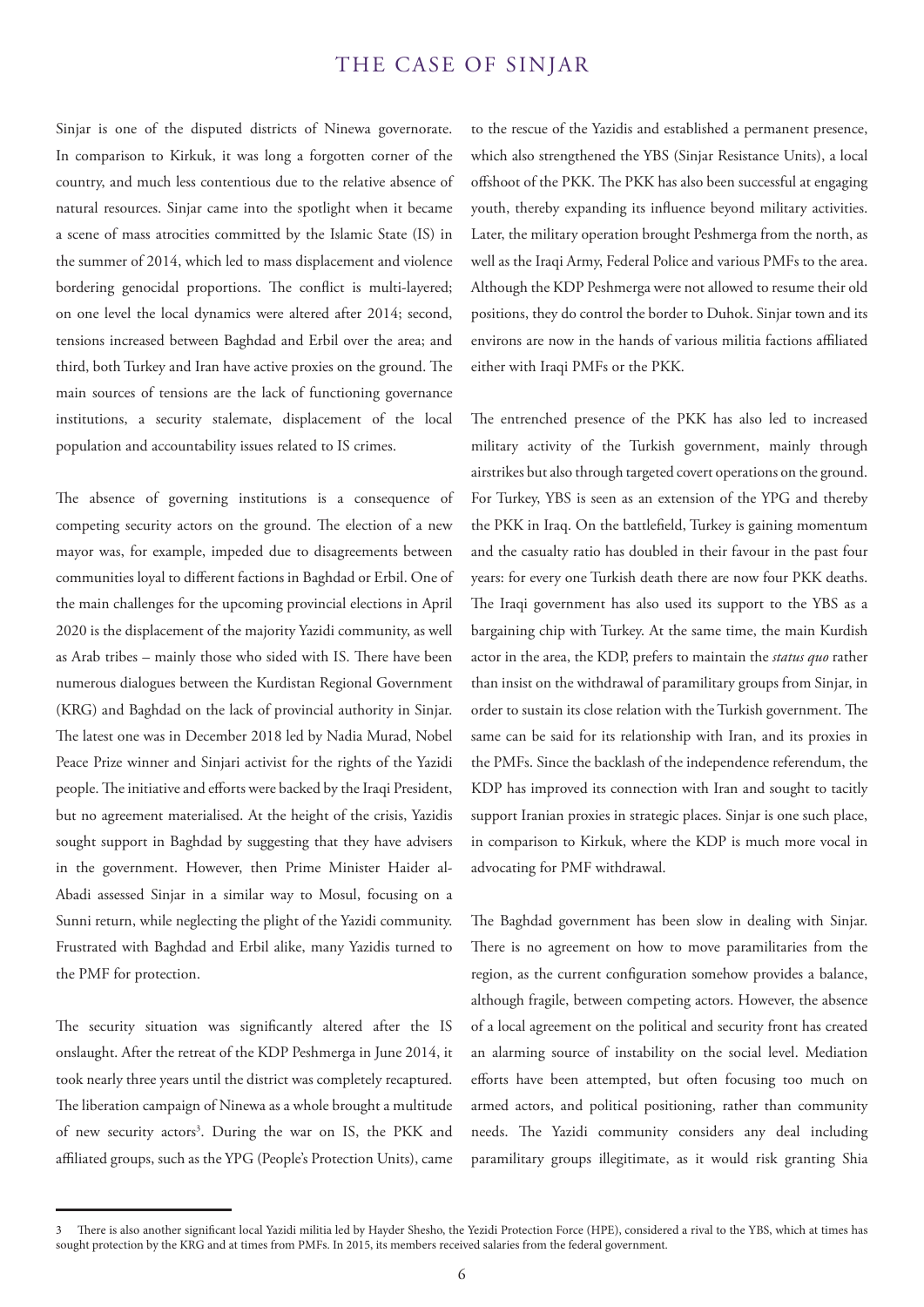## THE CASE OF SINJAR

Sinjar is one of the disputed districts of Ninewa governorate. In comparison to Kirkuk, it was long a forgotten corner of the country, and much less contentious due to the relative absence of natural resources. Sinjar came into the spotlight when it became a scene of mass atrocities committed by the Islamic State (IS) in the summer of 2014, which led to mass displacement and violence bordering genocidal proportions. The conflict is multi-layered; on one level the local dynamics were altered after 2014; second, tensions increased between Baghdad and Erbil over the area; and third, both Turkey and Iran have active proxies on the ground. The main sources of tensions are the lack of functioning governance institutions, a security stalemate, displacement of the local population and accountability issues related to IS crimes.

The absence of governing institutions is a consequence of competing security actors on the ground. The election of a new mayor was, for example, impeded due to disagreements between communities loyal to different factions in Baghdad or Erbil. One of the main challenges for the upcoming provincial elections in April 2020 is the displacement of the majority Yazidi community, as well as Arab tribes – mainly those who sided with IS. There have been numerous dialogues between the Kurdistan Regional Government (KRG) and Baghdad on the lack of provincial authority in Sinjar. The latest one was in December 2018 led by Nadia Murad, Nobel Peace Prize winner and Sinjari activist for the rights of the Yazidi people. The initiative and efforts were backed by the Iraqi President, but no agreement materialised. At the height of the crisis, Yazidis sought support in Baghdad by suggesting that they have advisers in the government. However, then Prime Minister Haider al-Abadi assessed Sinjar in a similar way to Mosul, focusing on a Sunni return, while neglecting the plight of the Yazidi community. Frustrated with Baghdad and Erbil alike, many Yazidis turned to the PMF for protection.

The security situation was significantly altered after the IS onslaught. After the retreat of the KDP Peshmerga in June 2014, it took nearly three years until the district was completely recaptured. The liberation campaign of Ninewa as a whole brought a multitude of new security actors[3]. During the war on IS, the PKK and affiliated groups, such as the YPG (People's Protection Units), came to the rescue of the Yazidis and established a permanent presence, which also strengthened the YBS (Sinjar Resistance Units), a local offshoot of the PKK. The PKK has also been successful at engaging youth, thereby expanding its influence beyond military activities. Later, the military operation brought Peshmerga from the north, as well as the Iraqi Army, Federal Police and various PMFs to the area. Although the KDP Peshmerga were not allowed to resume their old positions, they do control the border to Duhok. Sinjar town and its environs are now in the hands of various militia factions affiliated either with Iraqi PMFs or the PKK.

The entrenched presence of the PKK has also led to increased military activity of the Turkish government, mainly through airstrikes but also through targeted covert operations on the ground. For Turkey, YBS is seen as an extension of the YPG and thereby the PKK in Iraq. On the battlefield, Turkey is gaining momentum and the casualty ratio has doubled in their favour in the past four years: for every one Turkish death there are now four PKK deaths. The Iraqi government has also used its support to the YBS as a bargaining chip with Turkey. At the same time, the main Kurdish actor in the area, the KDP, prefers to maintain the *status quo* rather than insist on the withdrawal of paramilitary groups from Sinjar, in order to sustain its close relation with the Turkish government. The same can be said for its relationship with Iran, and its proxies in the PMFs. Since the backlash of the independence referendum, the KDP has improved its connection with Iran and sought to tacitly support Iranian proxies in strategic places. Sinjar is one such place, in comparison to Kirkuk, where the KDP is much more vocal in advocating for PMF withdrawal.

The Baghdad government has been slow in dealing with Sinjar. There is no agreement on how to move paramilitaries from the region, as the current configuration somehow provides a balance, although fragile, between competing actors. However, the absence of a local agreement on the political and security front has created an alarming source of instability on the social level. Mediation efforts have been attempted, but often focusing too much on armed actors, and political positioning, rather than community needs. The Yazidi community considers any deal including paramilitary groups illegitimate, as it would risk granting Shia

---

3 There is also another significant local Yazidi militia led by Hayder Shesho, the Yezidi Protection Force (HPE), considered a rival to the YBS, which at times has sought protection by the KRG and at times from PMFs. In 2015, its members received salaries from the federal government.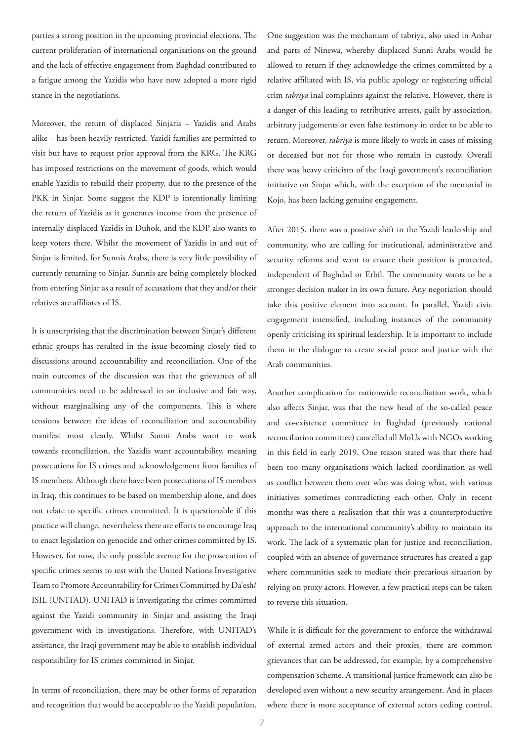parties a strong position in the upcoming provincial elections. The current proliferation of international organisations on the ground and the lack of effective engagement from Baghdad contributed to a fatigue among the Yazidis who have now adopted a more rigid stance in the negotiations.

Moreover, the return of displaced Sinjaris – Yazidis and Arabs alike – has been heavily restricted. Yazidi families are permitted to visit but have to request prior approval from the KRG. The KRG has imposed restrictions on the movement of goods, which would enable Yazidis to rebuild their property, due to the presence of the PKK in Sinjar. Some suggest the KDP is intentionally limiting the return of Yazidis as it generates income from the presence of internally displaced Yazidis in Duhok, and the KDP also wants to keep voters there. Whilst the movement of Yazidis in and out of Sinjar is limited, for Sunnis Arabs, there is very little possibility of currently returning to Sinjar. Sunnis are being completely blocked from entering Sinjar as a result of accusations that they and/or their relatives are affiliates of IS.

It is unsurprising that the discrimination between Sinjar's different ethnic groups has resulted in the issue becoming closely tied to discussions around accountability and reconciliation. One of the main outcomes of the discussion was that the grievances of all communities need to be addressed in an inclusive and fair way, without marginalising any of the components. This is where tensions between the ideas of reconciliation and accountability manifest most clearly. Whilst Sunni Arabs want to work towards reconciliation, the Yazidis want accountability, meaning prosecutions for IS crimes and acknowledgement from families of IS members. Although there have been prosecutions of IS members in Iraq, this continues to be based on membership alone, and does not relate to specific crimes committed. It is questionable if this practice will change, nevertheless there are efforts to encourage Iraq to enact legislation on genocide and other crimes committed by IS. However, for now, the only possible avenue for the prosecution of specific crimes seems to rest with the United Nations Investigative Team to Promote Accountability for Crimes Committed by Da'esh/ISIL (UNITAD). UNITAD is investigating the crimes committed against the Yazidi community in Sinjar and assisting the Iraqi government with its investigations. Therefore, with UNITAD's assistance, the Iraqi government may be able to establish individual responsibility for IS crimes committed in Sinjar.

In terms of reconciliation, there may be other forms of reparation and recognition that would be acceptable to the Yazidi population. One suggestion was the mechanism of tabriya, also used in Anbar and parts of Ninewa, whereby displaced Sunni Arabs would be allowed to return if they acknowledge the crimes committed by a relative affiliated with IS, via public apology or registering official crim *tabriya* inal complaints against the relative. However, there is a danger of this leading to retributive arrests, guilt by association, arbitrary judgements or even false testimony in order to be able to return. Moreover, *tabriya* is more likely to work in cases of missing or deceased but not for those who remain in custody. Overall there was heavy criticism of the Iraqi government's reconciliation initiative on Sinjar which, with the exception of the memorial in Kojo, has been lacking genuine engagement.

After 2015, there was a positive shift in the Yazidi leadership and community, who are calling for institutional, administrative and security reforms and want to ensure their position is protected, independent of Baghdad or Erbil. The community wants to be a stronger decision maker in its own future. Any negotiation should take this positive element into account. In parallel, Yazidi civic engagement intensified, including instances of the community openly criticising its spiritual leadership. It is important to include them in the dialogue to create social peace and justice with the Arab communities.

Another complication for nationwide reconciliation work, which also affects Sinjar, was that the new head of the so-called peace and co-existence committee in Baghdad (previously national reconciliation committee) cancelled all MoUs with NGOs working in this field in early 2019. One reason stated was that there had been too many organisations which lacked coordination as well as conflict between them over who was doing what, with various initiatives sometimes contradicting each other. Only in recent months was there a realisation that this was a counterproductive approach to the international community's ability to maintain its work. The lack of a systematic plan for justice and reconciliation, coupled with an absence of governance structures has created a gap where communities seek to mediate their precarious situation by relying on proxy actors. However, a few practical steps can be taken to reverse this situation.

While it is difficult for the government to enforce the withdrawal of external armed actors and their proxies, there are common grievances that can be addressed, for example, by a comprehensive compensation scheme. A transitional justice framework can also be developed even without a new security arrangement. And in places where there is more acceptance of external actors ceding control,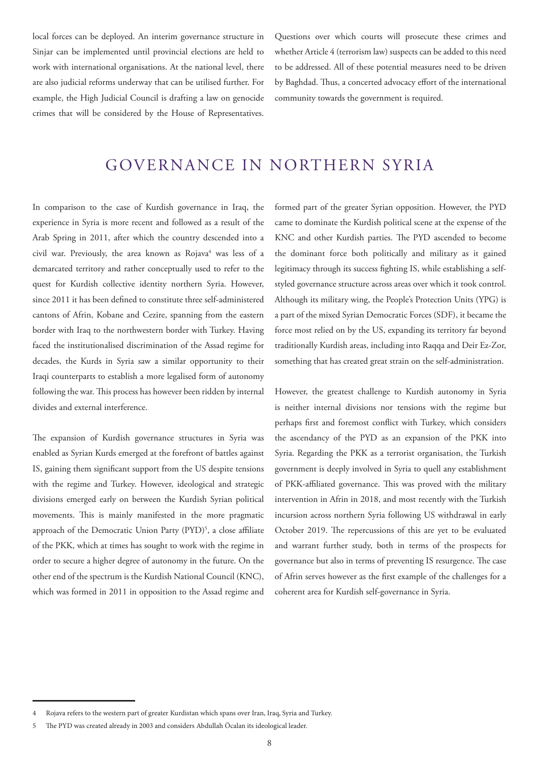local forces can be deployed. An interim governance structure in Sinjar can be implemented until provincial elections are held to work with international organisations. At the national level, there are also judicial reforms underway that can be utilised further. For example, the High Judicial Council is drafting a law on genocide crimes that will be considered by the House of Representatives. Questions over which courts will prosecute these crimes and whether Article 4 (terrorism law) suspects can be added to this need to be addressed. All of these potential measures need to be driven by Baghdad. Thus, a concerted advocacy effort of the international community towards the government is required.

## GOVERNANCE IN NORTHERN SYRIA

In comparison to the case of Kurdish governance in Iraq, the experience in Syria is more recent and followed as a result of the Arab Spring in 2011, after which the country descended into a civil war. Previously, the area known as Rojava[4] was less of a demarcated territory and rather conceptually used to refer to the quest for Kurdish collective identity northern Syria. However, since 2011 it has been defined to constitute three self-administered cantons of Afrin, Kobane and Cezire, spanning from the eastern border with Iraq to the northwestern border with Turkey. Having faced the institutionalised discrimination of the Assad regime for decades, the Kurds in Syria saw a similar opportunity to their Iraqi counterparts to establish a more legalised form of autonomy following the war. This process has however been ridden by internal divides and external interference.

The expansion of Kurdish governance structures in Syria was enabled as Syrian Kurds emerged at the forefront of battles against IS, gaining them significant support from the US despite tensions with the regime and Turkey. However, ideological and strategic divisions emerged early on between the Kurdish Syrian political movements. This is mainly manifested in the more pragmatic approach of the Democratic Union Party (PYD)[5], a close affiliate of the PKK, which at times has sought to work with the regime in order to secure a higher degree of autonomy in the future. On the other end of the spectrum is the Kurdish National Council (KNC), which was formed in 2011 in opposition to the Assad regime and formed part of the greater Syrian opposition. However, the PYD came to dominate the Kurdish political scene at the expense of the KNC and other Kurdish parties. The PYD ascended to become the dominant force both politically and military as it gained legitimacy through its success fighting IS, while establishing a self-styled governance structure across areas over which it took control. Although its military wing, the People's Protection Units (YPG) is a part of the mixed Syrian Democratic Forces (SDF), it became the force most relied on by the US, expanding its territory far beyond traditionally Kurdish areas, including into Raqqa and Deir Ez-Zor, something that has created great strain on the self-administration.

However, the greatest challenge to Kurdish autonomy in Syria is neither internal divisions nor tensions with the regime but perhaps first and foremost conflict with Turkey, which considers the ascendancy of the PYD as an expansion of the PKK into Syria. Regarding the PKK as a terrorist organisation, the Turkish government is deeply involved in Syria to quell any establishment of PKK-affiliated governance. This was proved with the military intervention in Afrin in 2018, and most recently with the Turkish incursion across northern Syria following US withdrawal in early October 2019. The repercussions of this are yet to be evaluated and warrant further study, both in terms of the prospects for governance but also in terms of preventing IS resurgence. The case of Afrin serves however as the first example of the challenges for a coherent area for Kurdish self-governance in Syria.

---

4 Rojava refers to the western part of greater Kurdistan which spans over Iran, Iraq, Syria and Turkey.

5 The PYD was created already in 2003 and considers Abdullah Öcalan its ideological leader.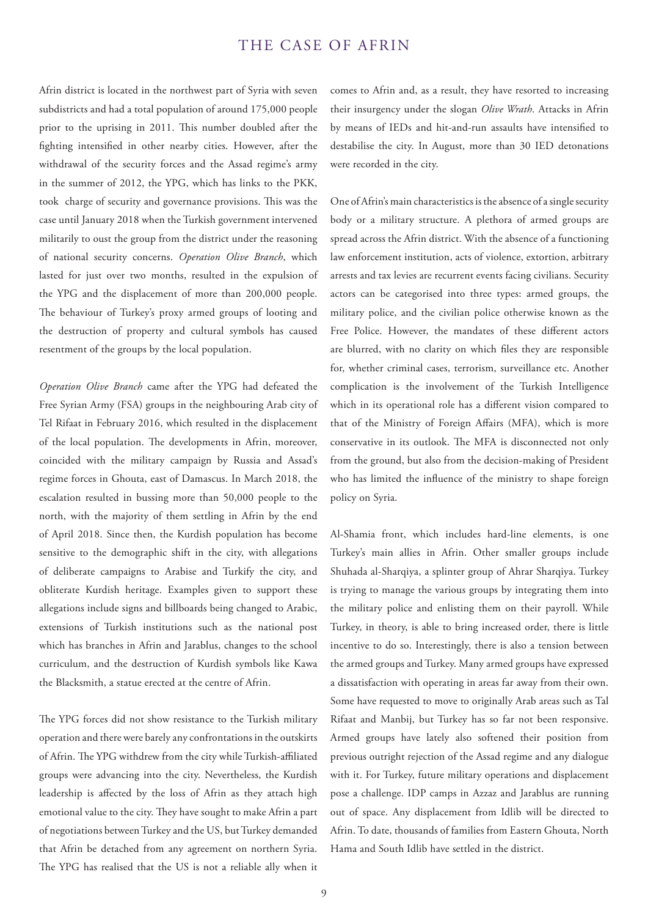# THE CASE OF AFRIN

Afrin district is located in the northwest part of Syria with seven subdistricts and had a total population of around 175,000 people prior to the uprising in 2011. This number doubled after the fighting intensified in other nearby cities. However, after the withdrawal of the security forces and the Assad regime's army in the summer of 2012, the YPG, which has links to the PKK, took charge of security and governance provisions. This was the case until January 2018 when the Turkish government intervened militarily to oust the group from the district under the reasoning of national security concerns. *Operation Olive Branch*, which lasted for just over two months, resulted in the expulsion of the YPG and the displacement of more than 200,000 people. The behaviour of Turkey's proxy armed groups of looting and the destruction of property and cultural symbols has caused resentment of the groups by the local population.

*Operation Olive Branch* came after the YPG had defeated the Free Syrian Army (FSA) groups in the neighbouring Arab city of Tel Rifaat in February 2016, which resulted in the displacement of the local population. The developments in Afrin, moreover, coincided with the military campaign by Russia and Assad's regime forces in Ghouta, east of Damascus. In March 2018, the escalation resulted in bussing more than 50,000 people to the north, with the majority of them settling in Afrin by the end of April 2018. Since then, the Kurdish population has become sensitive to the demographic shift in the city, with allegations of deliberate campaigns to Arabise and Turkify the city, and obliterate Kurdish heritage. Examples given to support these allegations include signs and billboards being changed to Arabic, extensions of Turkish institutions such as the national post which has branches in Afrin and Jarablus, changes to the school curriculum, and the destruction of Kurdish symbols like Kawa the Blacksmith, a statue erected at the centre of Afrin.

The YPG forces did not show resistance to the Turkish military operation and there were barely any confrontations in the outskirts of Afrin. The YPG withdrew from the city while Turkish-affiliated groups were advancing into the city. Nevertheless, the Kurdish leadership is affected by the loss of Afrin as they attach high emotional value to the city. They have sought to make Afrin a part of negotiations between Turkey and the US, but Turkey demanded that Afrin be detached from any agreement on northern Syria. The YPG has realised that the US is not a reliable ally when it comes to Afrin and, as a result, they have resorted to increasing their insurgency under the slogan *Olive Wrath*. Attacks in Afrin by means of IEDs and hit-and-run assaults have intensified to destabilise the city. In August, more than 30 IED detonations were recorded in the city.

One of Afrin's main characteristics is the absence of a single security body or a military structure. A plethora of armed groups are spread across the Afrin district. With the absence of a functioning law enforcement institution, acts of violence, extortion, arbitrary arrests and tax levies are recurrent events facing civilians. Security actors can be categorised into three types: armed groups, the military police, and the civilian police otherwise known as the Free Police. However, the mandates of these different actors are blurred, with no clarity on which files they are responsible for, whether criminal cases, terrorism, surveillance etc. Another complication is the involvement of the Turkish Intelligence which in its operational role has a different vision compared to that of the Ministry of Foreign Affairs (MFA), which is more conservative in its outlook. The MFA is disconnected not only from the ground, but also from the decision-making of President who has limited the influence of the ministry to shape foreign policy on Syria.

Al-Shamia front, which includes hard-line elements, is one Turkey's main allies in Afrin. Other smaller groups include Shuhada al-Sharqiya, a splinter group of Ahrar Sharqiya. Turkey is trying to manage the various groups by integrating them into the military police and enlisting them on their payroll. While Turkey, in theory, is able to bring increased order, there is little incentive to do so. Interestingly, there is also a tension between the armed groups and Turkey. Many armed groups have expressed a dissatisfaction with operating in areas far away from their own. Some have requested to move to originally Arab areas such as Tal Rifaat and Manbij, but Turkey has so far not been responsive. Armed groups have lately also softened their position from previous outright rejection of the Assad regime and any dialogue with it. For Turkey, future military operations and displacement pose a challenge. IDP camps in Azzaz and Jarablus are running out of space. Any displacement from Idlib will be directed to Afrin. To date, thousands of families from Eastern Ghouta, North Hama and South Idlib have settled in the district.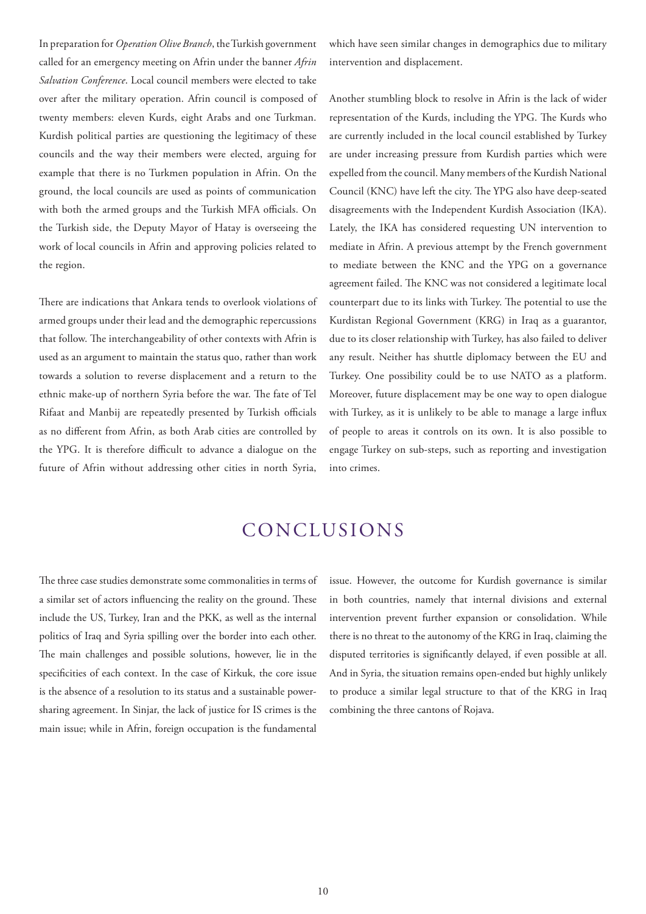In preparation for *Operation Olive Branch*, the Turkish government called for an emergency meeting on Afrin under the banner *Afrin Salvation Conference*. Local council members were elected to take over after the military operation. Afrin council is composed of twenty members: eleven Kurds, eight Arabs and one Turkman. Kurdish political parties are questioning the legitimacy of these councils and the way their members were elected, arguing for example that there is no Turkmen population in Afrin. On the ground, the local councils are used as points of communication with both the armed groups and the Turkish MFA officials. On the Turkish side, the Deputy Mayor of Hatay is overseeing the work of local councils in Afrin and approving policies related to the region.

There are indications that Ankara tends to overlook violations of armed groups under their lead and the demographic repercussions that follow. The interchangeability of other contexts with Afrin is used as an argument to maintain the status quo, rather than work towards a solution to reverse displacement and a return to the ethnic make-up of northern Syria before the war. The fate of Tel Rifaat and Manbij are repeatedly presented by Turkish officials as no different from Afrin, as both Arab cities are controlled by the YPG. It is therefore difficult to advance a dialogue on the future of Afrin without addressing other cities in north Syria, which have seen similar changes in demographics due to military intervention and displacement.

Another stumbling block to resolve in Afrin is the lack of wider representation of the Kurds, including the YPG. The Kurds who are currently included in the local council established by Turkey are under increasing pressure from Kurdish parties which were expelled from the council. Many members of the Kurdish National Council (KNC) have left the city. The YPG also have deep-seated disagreements with the Independent Kurdish Association (IKA). Lately, the IKA has considered requesting UN intervention to mediate in Afrin. A previous attempt by the French government to mediate between the KNC and the YPG on a governance agreement failed. The KNC was not considered a legitimate local counterpart due to its links with Turkey. The potential to use the Kurdistan Regional Government (KRG) in Iraq as a guarantor, due to its closer relationship with Turkey, has also failed to deliver any result. Neither has shuttle diplomacy between the EU and Turkey. One possibility could be to use NATO as a platform. Moreover, future displacement may be one way to open dialogue with Turkey, as it is unlikely to be able to manage a large influx of people to areas it controls on its own. It is also possible to engage Turkey on sub-steps, such as reporting and investigation into crimes.

## CONCLUSIONS

The three case studies demonstrate some commonalities in terms of a similar set of actors influencing the reality on the ground. These include the US, Turkey, Iran and the PKK, as well as the internal politics of Iraq and Syria spilling over the border into each other. The main challenges and possible solutions, however, lie in the specificities of each context. In the case of Kirkuk, the core issue is the absence of a resolution to its status and a sustainable power-sharing agreement. In Sinjar, the lack of justice for IS crimes is the main issue; while in Afrin, foreign occupation is the fundamental issue. However, the outcome for Kurdish governance is similar in both countries, namely that internal divisions and external intervention prevent further expansion or consolidation. While there is no threat to the autonomy of the KRG in Iraq, claiming the disputed territories is significantly delayed, if even possible at all. And in Syria, the situation remains open-ended but highly unlikely to produce a similar legal structure to that of the KRG in Iraq combining the three cantons of Rojava.